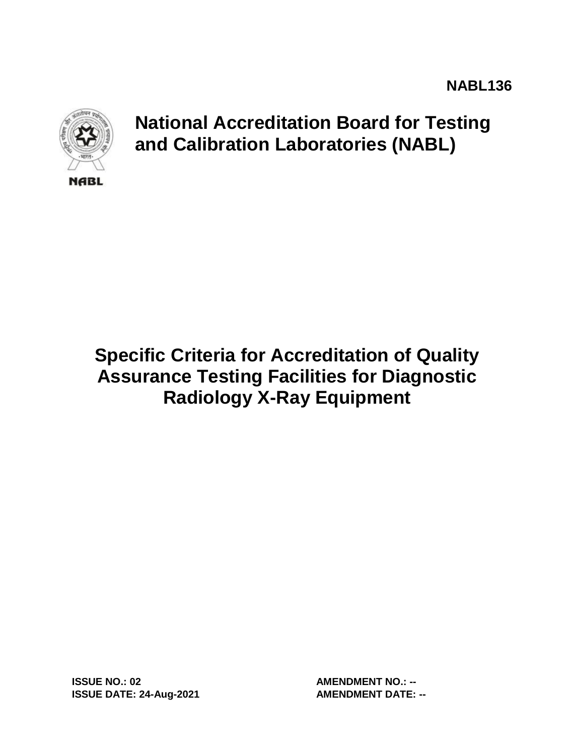NABL136

NABL

# National Accreditation Board for Testing and Calibration Laboratories (NABL)

# Specific Criteria for Accreditation of Quality Assurance Testing Facilities for Diagnostic Radiology X-Ray Equipment

**ISSUE NO.: 02**
**ISSUE DATE: 24-Aug-2021**

**AMENDMENT NO.: --**
**AMENDMENT DATE: --**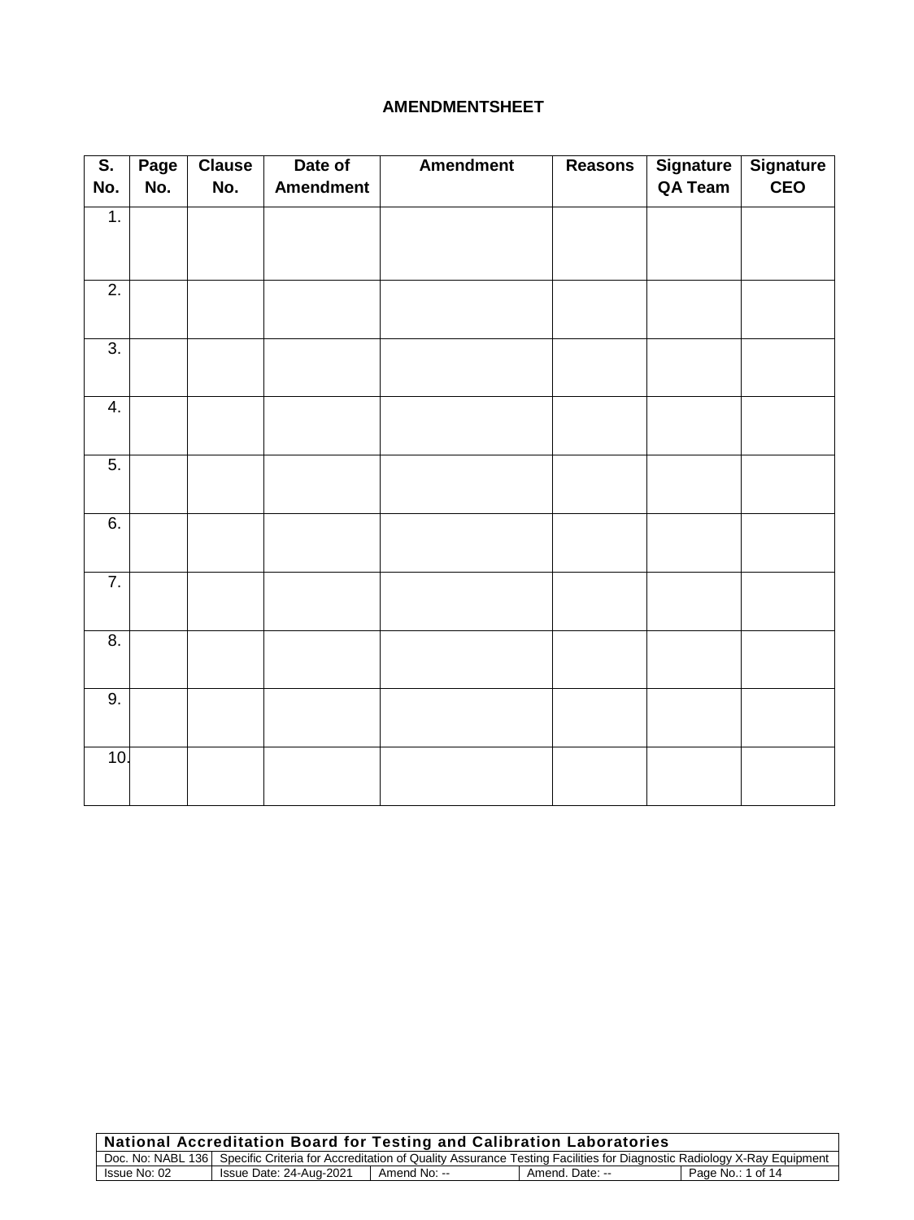**AMENDMENTSHEET**

| S. No. | Page No. | Clause No. | Date of Amendment | Amendment | Reasons | Signature QA Team | Signature CEO |
|---|---|---|---|---|---|---|---|
| 1. | | | | | | | |
| 2. | | | | | | | |
| 3. | | | | | | | |
| 4. | | | | | | | |
| 5. | | | | | | | |
| 6. | | | | | | | |
| 7. | | | | | | | |
| 8. | | | | | | | |
| 9. | | | | | | | |
| 10. | | | | | | | |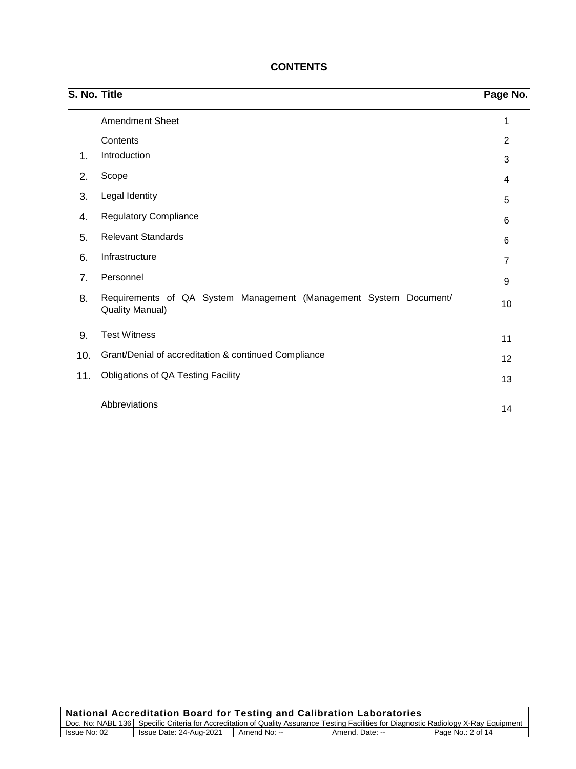# CONTENTS

| S. No. | Title | Page No. |
|---|---|---|
| | Amendment Sheet | 1 |
| | Contents | 2 |
| 1. | Introduction | 3 |
| 2. | Scope | 4 |
| 3. | Legal Identity | 5 |
| 4. | Regulatory Compliance | 6 |
| 5. | Relevant Standards | 6 |
| 6. | Infrastructure | 7 |
| 7. | Personnel | 9 |
| 8. | Requirements of QA System Management (Management System Document/ Quality Manual) | 10 |
| 9. | Test Witness | 11 |
| 10. | Grant/Denial of accreditation & continued Compliance | 12 |
| 11. | Obligations of QA Testing Facility | 13 |
| | Abbreviations | 14 |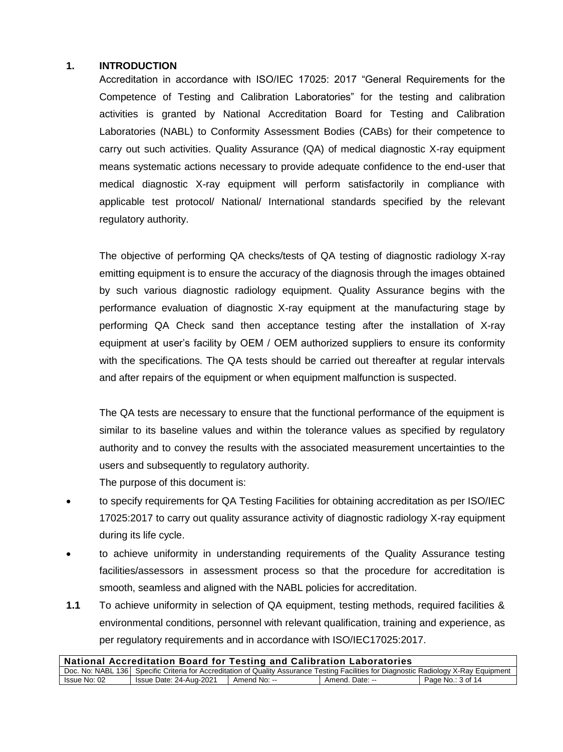## 1. INTRODUCTION

Accreditation in accordance with ISO/IEC 17025: 2017 "General Requirements for the Competence of Testing and Calibration Laboratories" for the testing and calibration activities is granted by National Accreditation Board for Testing and Calibration Laboratories (NABL) to Conformity Assessment Bodies (CABs) for their competence to carry out such activities. Quality Assurance (QA) of medical diagnostic X-ray equipment means systematic actions necessary to provide adequate confidence to the end-user that medical diagnostic X-ray equipment will perform satisfactorily in compliance with applicable test protocol/ National/ International standards specified by the relevant regulatory authority.

The objective of performing QA checks/tests of QA testing of diagnostic radiology X-ray emitting equipment is to ensure the accuracy of the diagnosis through the images obtained by such various diagnostic radiology equipment. Quality Assurance begins with the performance evaluation of diagnostic X-ray equipment at the manufacturing stage by performing QA Check sand then acceptance testing after the installation of X-ray equipment at user's facility by OEM / OEM authorized suppliers to ensure its conformity with the specifications. The QA tests should be carried out thereafter at regular intervals and after repairs of the equipment or when equipment malfunction is suspected.

The QA tests are necessary to ensure that the functional performance of the equipment is similar to its baseline values and within the tolerance values as specified by regulatory authority and to convey the results with the associated measurement uncertainties to the users and subsequently to regulatory authority.

The purpose of this document is:

- to specify requirements for QA Testing Facilities for obtaining accreditation as per ISO/IEC 17025:2017 to carry out quality assurance activity of diagnostic radiology X-ray equipment during its life cycle.
- to achieve uniformity in understanding requirements of the Quality Assurance testing facilities/assessors in assessment process so that the procedure for accreditation is smooth, seamless and aligned with the NABL policies for accreditation.

**1.1** To achieve uniformity in selection of QA equipment, testing methods, required facilities & environmental conditions, personnel with relevant qualification, training and experience, as per regulatory requirements and in accordance with ISO/IEC17025:2017.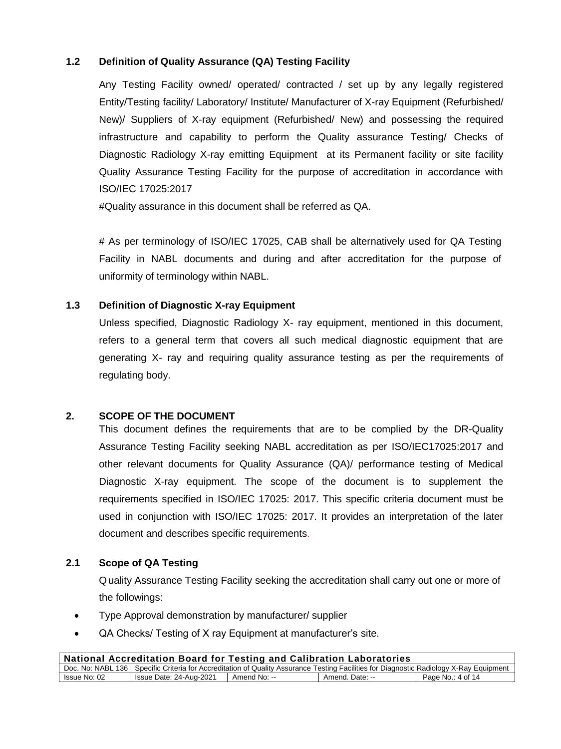### 1.2 Definition of Quality Assurance (QA) Testing Facility

Any Testing Facility owned/ operated/ contracted / set up by any legally registered Entity/Testing facility/ Laboratory/ Institute/ Manufacturer of X-ray Equipment (Refurbished/ New)/ Suppliers of X-ray equipment (Refurbished/ New) and possessing the required infrastructure and capability to perform the Quality assurance Testing/ Checks of Diagnostic Radiology X-ray emitting Equipment at its Permanent facility or site facility Quality Assurance Testing Facility for the purpose of accreditation in accordance with ISO/IEC 17025:2017

#Quality assurance in this document shall be referred as QA.

# As per terminology of ISO/IEC 17025, CAB shall be alternatively used for QA Testing Facility in NABL documents and during and after accreditation for the purpose of uniformity of terminology within NABL.

### 1.3 Definition of Diagnostic X-ray Equipment

Unless specified, Diagnostic Radiology X- ray equipment, mentioned in this document, refers to a general term that covers all such medical diagnostic equipment that are generating X- ray and requiring quality assurance testing as per the requirements of regulating body.

## 2. SCOPE OF THE DOCUMENT

This document defines the requirements that are to be complied by the DR-Quality Assurance Testing Facility seeking NABL accreditation as per ISO/IEC17025:2017 and other relevant documents for Quality Assurance (QA)/ performance testing of Medical Diagnostic X-ray equipment. The scope of the document is to supplement the requirements specified in ISO/IEC 17025: 2017. This specific criteria document must be used in conjunction with ISO/IEC 17025: 2017. It provides an interpretation of the later document and describes specific requirements.

### 2.1 Scope of QA Testing

Quality Assurance Testing Facility seeking the accreditation shall carry out one or more of the followings:

- Type Approval demonstration by manufacturer/ supplier
- QA Checks/ Testing of X ray Equipment at manufacturer's site.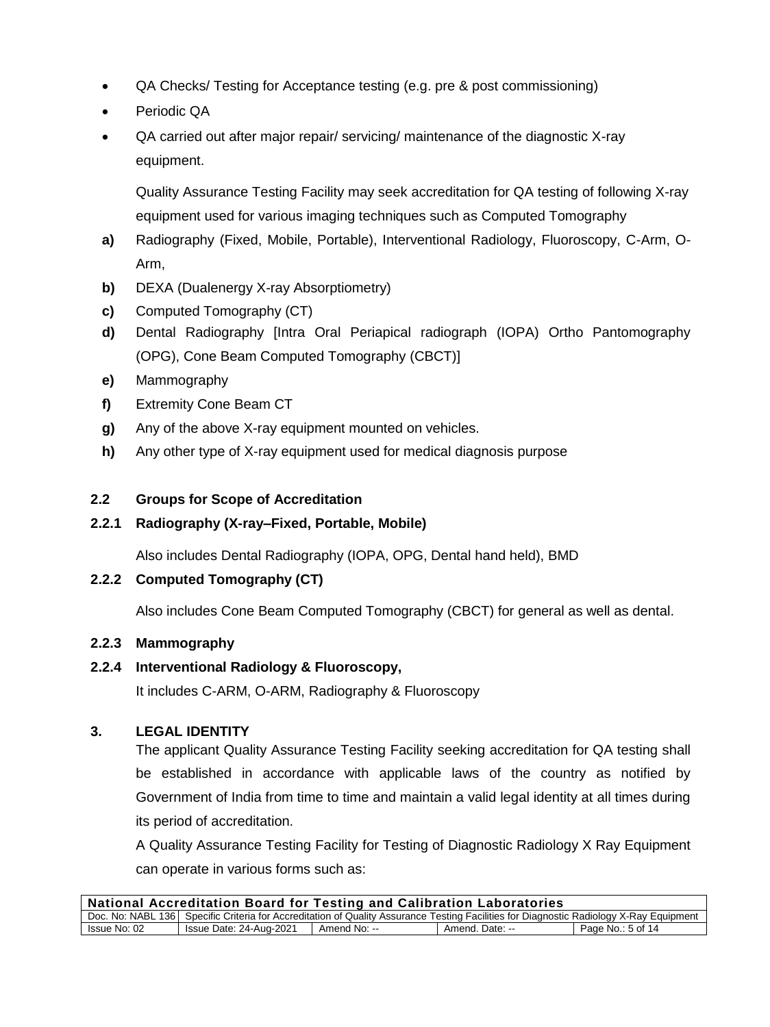- QA Checks/ Testing for Acceptance testing (e.g. pre & post commissioning)
- Periodic QA
- QA carried out after major repair/ servicing/ maintenance of the diagnostic X-ray equipment.

  Quality Assurance Testing Facility may seek accreditation for QA testing of following X-ray equipment used for various imaging techniques such as Computed Tomography

**a)** Radiography (Fixed, Mobile, Portable), Interventional Radiology, Fluoroscopy, C-Arm, O-Arm,

**b)** DEXA (Dualenergy X-ray Absorptiometry)

**c)** Computed Tomography (CT)

**d)** Dental Radiography [Intra Oral Periapical radiograph (IOPA) Ortho Pantomography (OPG), Cone Beam Computed Tomography (CBCT)]

**e)** Mammography

**f)** Extremity Cone Beam CT

**g)** Any of the above X-ray equipment mounted on vehicles.

**h)** Any other type of X-ray equipment used for medical diagnosis purpose

### 2.2 Groups for Scope of Accreditation

#### 2.2.1 Radiography (X-ray–Fixed, Portable, Mobile)

Also includes Dental Radiography (IOPA, OPG, Dental hand held), BMD

#### 2.2.2 Computed Tomography (CT)

Also includes Cone Beam Computed Tomography (CBCT) for general as well as dental.

#### 2.2.3 Mammography

#### 2.2.4 Interventional Radiology & Fluoroscopy,

It includes C-ARM, O-ARM, Radiography & Fluoroscopy

## 3. LEGAL IDENTITY

The applicant Quality Assurance Testing Facility seeking accreditation for QA testing shall be established in accordance with applicable laws of the country as notified by Government of India from time to time and maintain a valid legal identity at all times during its period of accreditation.

A Quality Assurance Testing Facility for Testing of Diagnostic Radiology X Ray Equipment can operate in various forms such as: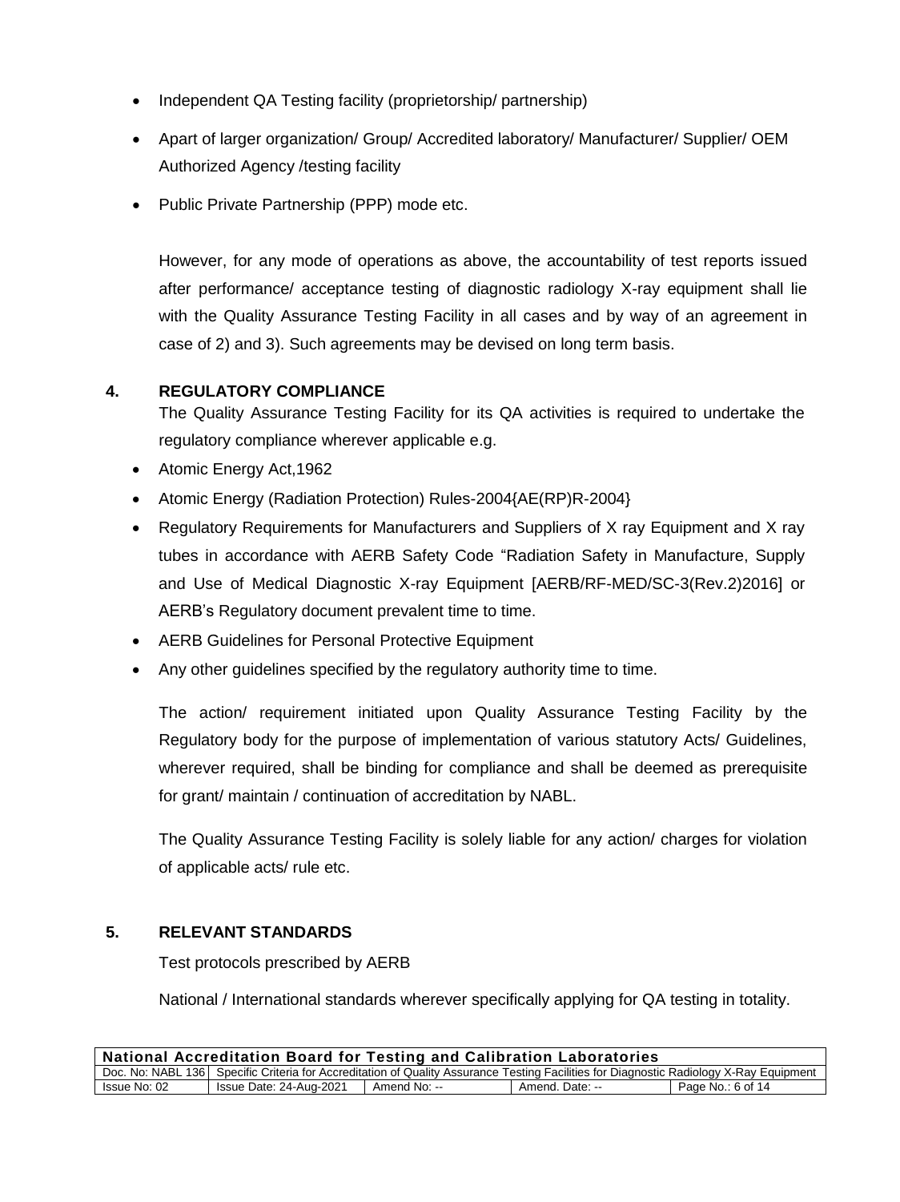- Independent QA Testing facility (proprietorship/ partnership)
- Apart of larger organization/ Group/ Accredited laboratory/ Manufacturer/ Supplier/ OEM Authorized Agency /testing facility
- Public Private Partnership (PPP) mode etc.

However, for any mode of operations as above, the accountability of test reports issued after performance/ acceptance testing of diagnostic radiology X-ray equipment shall lie with the Quality Assurance Testing Facility in all cases and by way of an agreement in case of 2) and 3). Such agreements may be devised on long term basis.

## 4. REGULATORY COMPLIANCE

The Quality Assurance Testing Facility for its QA activities is required to undertake the regulatory compliance wherever applicable e.g.

- Atomic Energy Act,1962
- Atomic Energy (Radiation Protection) Rules-2004{AE(RP)R-2004}
- Regulatory Requirements for Manufacturers and Suppliers of X ray Equipment and X ray tubes in accordance with AERB Safety Code "Radiation Safety in Manufacture, Supply and Use of Medical Diagnostic X-ray Equipment [AERB/RF-MED/SC-3(Rev.2)2016] or AERB's Regulatory document prevalent time to time.
- AERB Guidelines for Personal Protective Equipment
- Any other guidelines specified by the regulatory authority time to time.

The action/ requirement initiated upon Quality Assurance Testing Facility by the Regulatory body for the purpose of implementation of various statutory Acts/ Guidelines, wherever required, shall be binding for compliance and shall be deemed as prerequisite for grant/ maintain / continuation of accreditation by NABL.

The Quality Assurance Testing Facility is solely liable for any action/ charges for violation of applicable acts/ rule etc.

## 5. RELEVANT STANDARDS

Test protocols prescribed by AERB

National / International standards wherever specifically applying for QA testing in totality.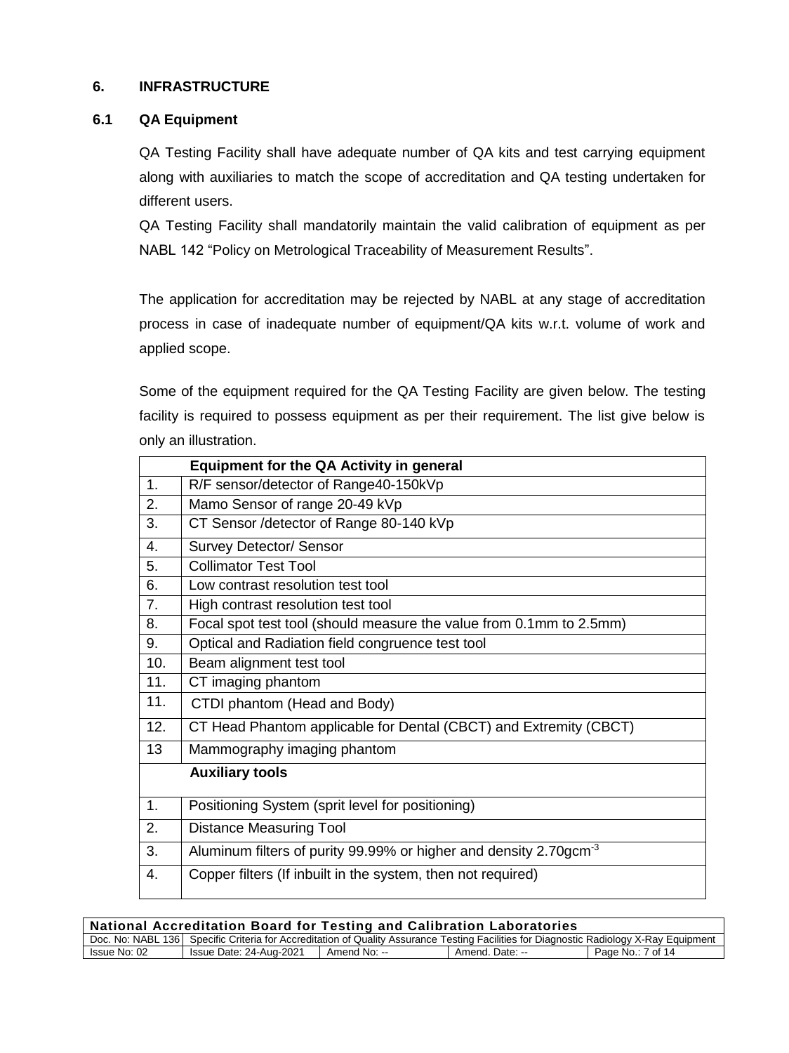## 6. INFRASTRUCTURE

### 6.1 QA Equipment

QA Testing Facility shall have adequate number of QA kits and test carrying equipment along with auxiliaries to match the scope of accreditation and QA testing undertaken for different users.

QA Testing Facility shall mandatorily maintain the valid calibration of equipment as per NABL 142 "Policy on Metrological Traceability of Measurement Results".

The application for accreditation may be rejected by NABL at any stage of accreditation process in case of inadequate number of equipment/QA kits w.r.t. volume of work and applied scope.

Some of the equipment required for the QA Testing Facility are given below. The testing facility is required to possess equipment as per their requirement. The list give below is only an illustration.

| | Equipment for the QA Activity in general |
|---|---|
| 1. | R/F sensor/detector of Range40-150kVp |
| 2. | Mamo Sensor of range 20-49 kVp |
| 3. | CT Sensor /detector of Range 80-140 kVp |
| 4. | Survey Detector/ Sensor |
| 5. | Collimator Test Tool |
| 6. | Low contrast resolution test tool |
| 7. | High contrast resolution test tool |
| 8. | Focal spot test tool (should measure the value from 0.1mm to 2.5mm) |
| 9. | Optical and Radiation field congruence test tool |
| 10. | Beam alignment test tool |
| 11. | CT imaging phantom |
| 11. | CTDI phantom (Head and Body) |
| 12. | CT Head Phantom applicable for Dental (CBCT) and Extremity (CBCT) |
| 13 | Mammography imaging phantom |
| | **Auxiliary tools** |
| 1. | Positioning System (sprit level for positioning) |
| 2. | Distance Measuring Tool |
| 3. | Aluminum filters of purity 99.99% or higher and density 2.70gcm$^{-3}$ |
| 4. | Copper filters (If inbuilt in the system, then not required) |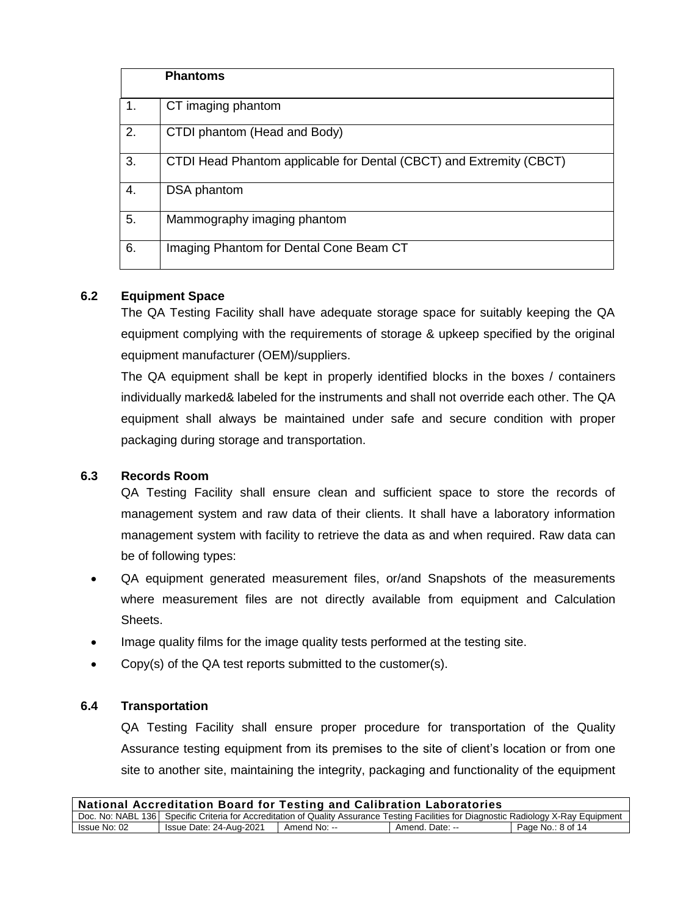|  | **Phantoms** |
|---|---|
| 1. | CT imaging phantom |
| 2. | CTDI phantom (Head and Body) |
| 3. | CTDI Head Phantom applicable for Dental (CBCT) and Extremity (CBCT) |
| 4. | DSA phantom |
| 5. | Mammography imaging phantom |
| 6. | Imaging Phantom for Dental Cone Beam CT |

### 6.2 Equipment Space

The QA Testing Facility shall have adequate storage space for suitably keeping the QA equipment complying with the requirements of storage & upkeep specified by the original equipment manufacturer (OEM)/suppliers.

The QA equipment shall be kept in properly identified blocks in the boxes / containers individually marked& labeled for the instruments and shall not override each other. The QA equipment shall always be maintained under safe and secure condition with proper packaging during storage and transportation.

### 6.3 Records Room

QA Testing Facility shall ensure clean and sufficient space to store the records of management system and raw data of their clients. It shall have a laboratory information management system with facility to retrieve the data as and when required. Raw data can be of following types:

- QA equipment generated measurement files, or/and Snapshots of the measurements where measurement files are not directly available from equipment and Calculation Sheets.
- Image quality films for the image quality tests performed at the testing site.
- Copy(s) of the QA test reports submitted to the customer(s).

### 6.4 Transportation

QA Testing Facility shall ensure proper procedure for transportation of the Quality Assurance testing equipment from its premises to the site of client's location or from one site to another site, maintaining the integrity, packaging and functionality of the equipment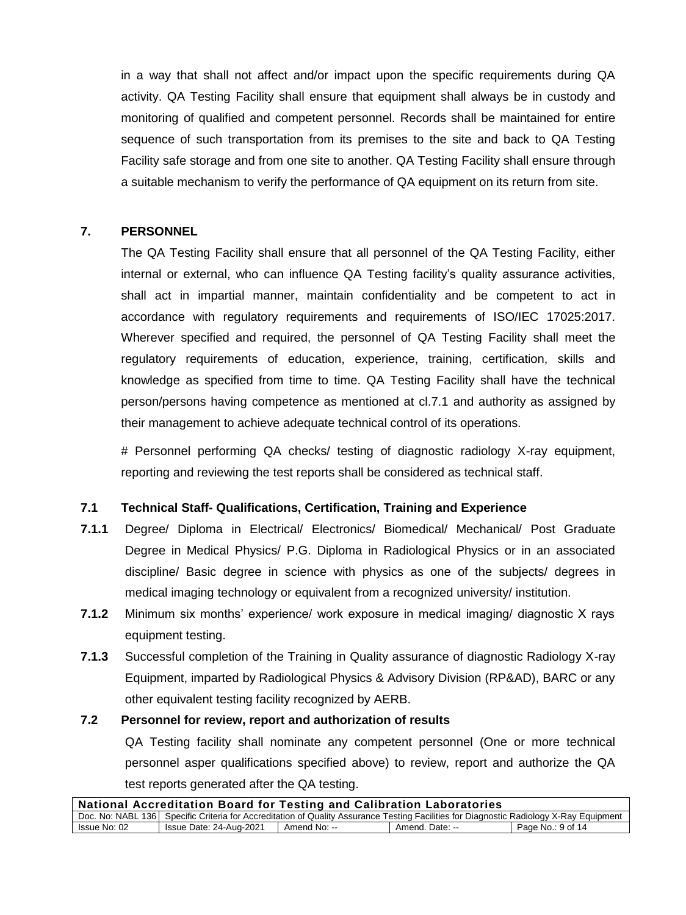in a way that shall not affect and/or impact upon the specific requirements during QA activity. QA Testing Facility shall ensure that equipment shall always be in custody and monitoring of qualified and competent personnel. Records shall be maintained for entire sequence of such transportation from its premises to the site and back to QA Testing Facility safe storage and from one site to another. QA Testing Facility shall ensure through a suitable mechanism to verify the performance of QA equipment on its return from site.

## 7. PERSONNEL

The QA Testing Facility shall ensure that all personnel of the QA Testing Facility, either internal or external, who can influence QA Testing facility's quality assurance activities, shall act in impartial manner, maintain confidentiality and be competent to act in accordance with regulatory requirements and requirements of ISO/IEC 17025:2017. Wherever specified and required, the personnel of QA Testing Facility shall meet the regulatory requirements of education, experience, training, certification, skills and knowledge as specified from time to time. QA Testing Facility shall have the technical person/persons having competence as mentioned at cl.7.1 and authority as assigned by their management to achieve adequate technical control of its operations.

# Personnel performing QA checks/ testing of diagnostic radiology X-ray equipment, reporting and reviewing the test reports shall be considered as technical staff.

### 7.1 Technical Staff- Qualifications, Certification, Training and Experience

**7.1.1** Degree/ Diploma in Electrical/ Electronics/ Biomedical/ Mechanical/ Post Graduate Degree in Medical Physics/ P.G. Diploma in Radiological Physics or in an associated discipline/ Basic degree in science with physics as one of the subjects/ degrees in medical imaging technology or equivalent from a recognized university/ institution.

**7.1.2** Minimum six months' experience/ work exposure in medical imaging/ diagnostic X rays equipment testing.

**7.1.3** Successful completion of the Training in Quality assurance of diagnostic Radiology X-ray Equipment, imparted by Radiological Physics & Advisory Division (RP&AD), BARC or any other equivalent testing facility recognized by AERB.

### 7.2 Personnel for review, report and authorization of results

QA Testing facility shall nominate any competent personnel (One or more technical personnel asper qualifications specified above) to review, report and authorize the QA test reports generated after the QA testing.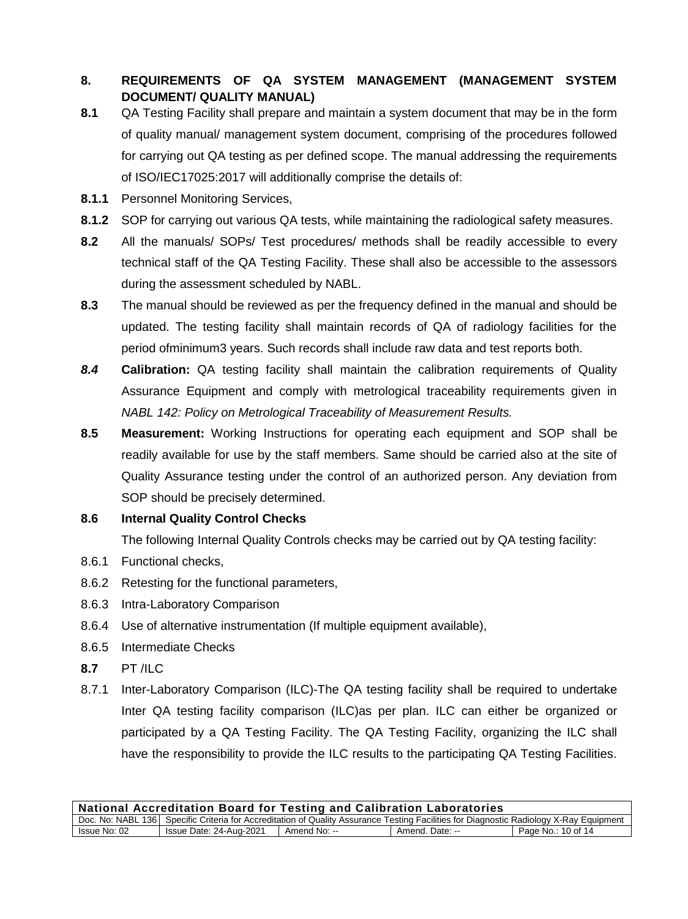## 8. REQUIREMENTS OF QA SYSTEM MANAGEMENT (MANAGEMENT SYSTEM DOCUMENT/ QUALITY MANUAL)

**8.1** QA Testing Facility shall prepare and maintain a system document that may be in the form of quality manual/ management system document, comprising of the procedures followed for carrying out QA testing as per defined scope. The manual addressing the requirements of ISO/IEC17025:2017 will additionally comprise the details of:

**8.1.1** Personnel Monitoring Services,

**8.1.2** SOP for carrying out various QA tests, while maintaining the radiological safety measures.

**8.2** All the manuals/ SOPs/ Test procedures/ methods shall be readily accessible to every technical staff of the QA Testing Facility. These shall also be accessible to the assessors during the assessment scheduled by NABL.

**8.3** The manual should be reviewed as per the frequency defined in the manual and should be updated. The testing facility shall maintain records of QA of radiology facilities for the period ofminimum3 years. Such records shall include raw data and test reports both.

***8.4*** **Calibration:** QA testing facility shall maintain the calibration requirements of Quality Assurance Equipment and comply with metrological traceability requirements given in *NABL 142: Policy on Metrological Traceability of Measurement Results.*

**8.5** **Measurement:** Working Instructions for operating each equipment and SOP shall be readily available for use by the staff members. Same should be carried also at the site of Quality Assurance testing under the control of an authorized person. Any deviation from SOP should be precisely determined.

### 8.6 Internal Quality Control Checks

The following Internal Quality Controls checks may be carried out by QA testing facility:

8.6.1 Functional checks,

8.6.2 Retesting for the functional parameters,

8.6.3 Intra-Laboratory Comparison

8.6.4 Use of alternative instrumentation (If multiple equipment available),

8.6.5 Intermediate Checks

**8.7** PT /ILC

8.7.1 Inter-Laboratory Comparison (ILC)-The QA testing facility shall be required to undertake Inter QA testing facility comparison (ILC)as per plan. ILC can either be organized or participated by a QA Testing Facility. The QA Testing Facility, organizing the ILC shall have the responsibility to provide the ILC results to the participating QA Testing Facilities.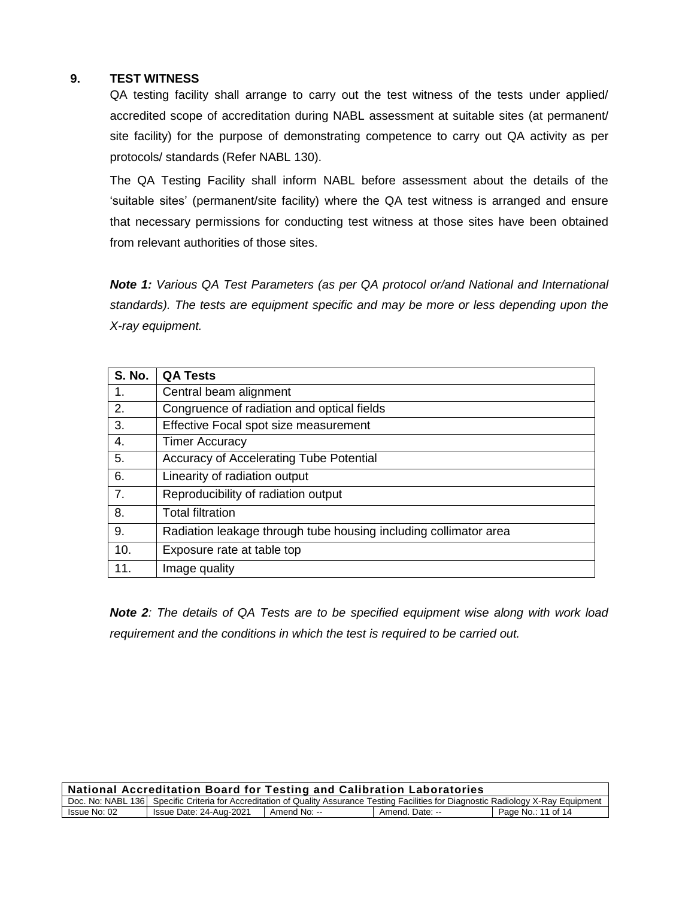## 9. TEST WITNESS

QA testing facility shall arrange to carry out the test witness of the tests under applied/ accredited scope of accreditation during NABL assessment at suitable sites (at permanent/ site facility) for the purpose of demonstrating competence to carry out QA activity as per protocols/ standards (Refer NABL 130).

The QA Testing Facility shall inform NABL before assessment about the details of the 'suitable sites' (permanent/site facility) where the QA test witness is arranged and ensure that necessary permissions for conducting test witness at those sites have been obtained from relevant authorities of those sites.

***Note 1:*** *Various QA Test Parameters (as per QA protocol or/and National and International standards). The tests are equipment specific and may be more or less depending upon the X-ray equipment.*

| S. No. | QA Tests |
|---|---|
| 1. | Central beam alignment |
| 2. | Congruence of radiation and optical fields |
| 3. | Effective Focal spot size measurement |
| 4. | Timer Accuracy |
| 5. | Accuracy of Accelerating Tube Potential |
| 6. | Linearity of radiation output |
| 7. | Reproducibility of radiation output |
| 8. | Total filtration |
| 9. | Radiation leakage through tube housing including collimator area |
| 10. | Exposure rate at table top |
| 11. | Image quality |

***Note 2****: The details of QA Tests are to be specified equipment wise along with work load requirement and the conditions in which the test is required to be carried out.*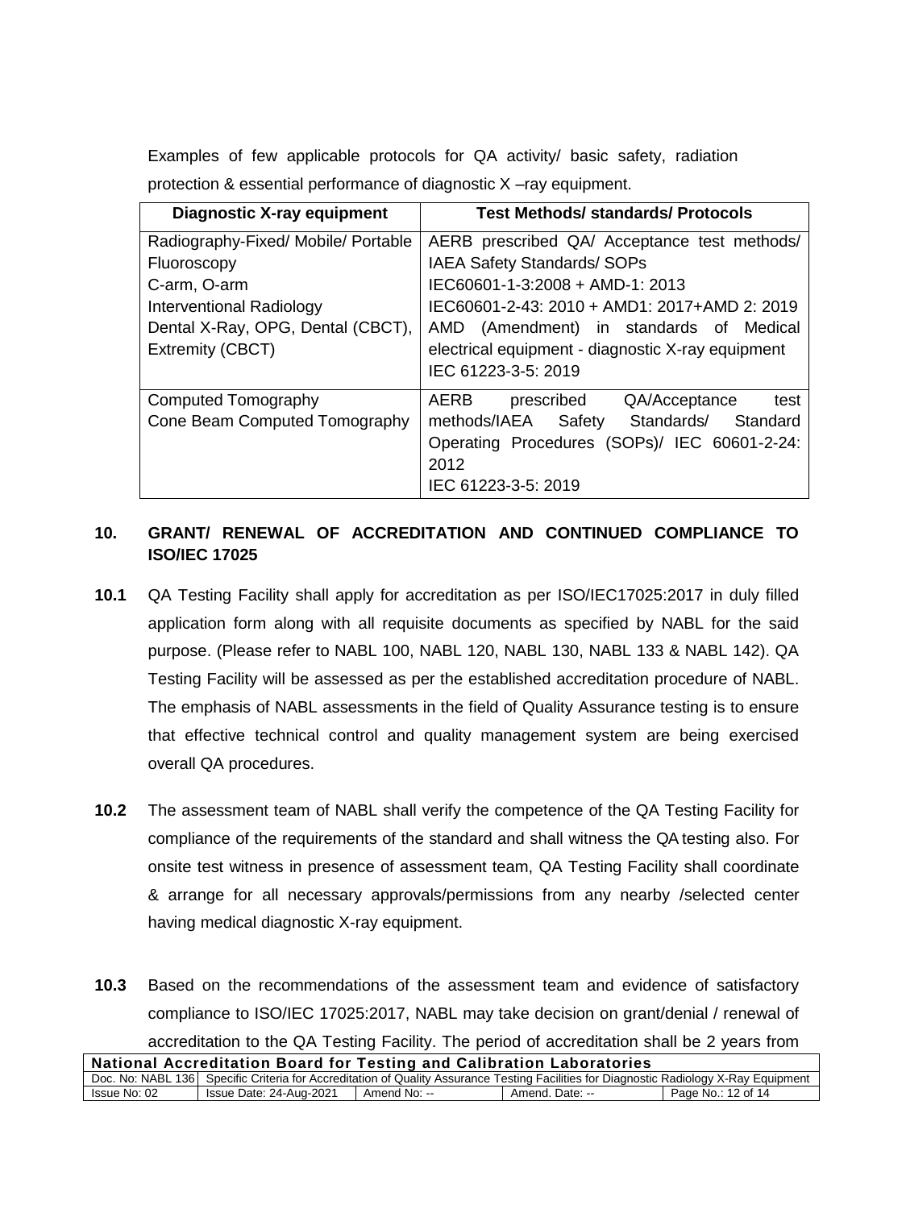Examples of few applicable protocols for QA activity/ basic safety, radiation protection & essential performance of diagnostic X –ray equipment.

| Diagnostic X-ray equipment | Test Methods/ standards/ Protocols |
|---|---|
| Radiography-Fixed/ Mobile/ Portable<br>Fluoroscopy<br>C-arm, O-arm<br>Interventional Radiology<br>Dental X-Ray, OPG, Dental (CBCT),<br>Extremity (CBCT) | AERB prescribed QA/ Acceptance test methods/<br>IAEA Safety Standards/ SOPs<br>IEC60601-1-3:2008 + AMD-1: 2013<br>IEC60601-2-43: 2010 + AMD1: 2017+AMD 2: 2019<br>AMD (Amendment) in standards of Medical electrical equipment - diagnostic X-ray equipment<br>IEC 61223-3-5: 2019 |
| Computed Tomography<br>Cone Beam Computed Tomography | AERB prescribed QA/Acceptance test methods/IAEA Safety Standards/ Standard Operating Procedures (SOPs)/ IEC 60601-2-24: 2012<br>IEC 61223-3-5: 2019 |

## 10. GRANT/ RENEWAL OF ACCREDITATION AND CONTINUED COMPLIANCE TO ISO/IEC 17025

**10.1** QA Testing Facility shall apply for accreditation as per ISO/IEC17025:2017 in duly filled application form along with all requisite documents as specified by NABL for the said purpose. (Please refer to NABL 100, NABL 120, NABL 130, NABL 133 & NABL 142). QA Testing Facility will be assessed as per the established accreditation procedure of NABL. The emphasis of NABL assessments in the field of Quality Assurance testing is to ensure that effective technical control and quality management system are being exercised overall QA procedures.

**10.2** The assessment team of NABL shall verify the competence of the QA Testing Facility for compliance of the requirements of the standard and shall witness the QA testing also. For onsite test witness in presence of assessment team, QA Testing Facility shall coordinate & arrange for all necessary approvals/permissions from any nearby /selected center having medical diagnostic X-ray equipment.

**10.3** Based on the recommendations of the assessment team and evidence of satisfactory compliance to ISO/IEC 17025:2017, NABL may take decision on grant/denial / renewal of accreditation to the QA Testing Facility. The period of accreditation shall be 2 years from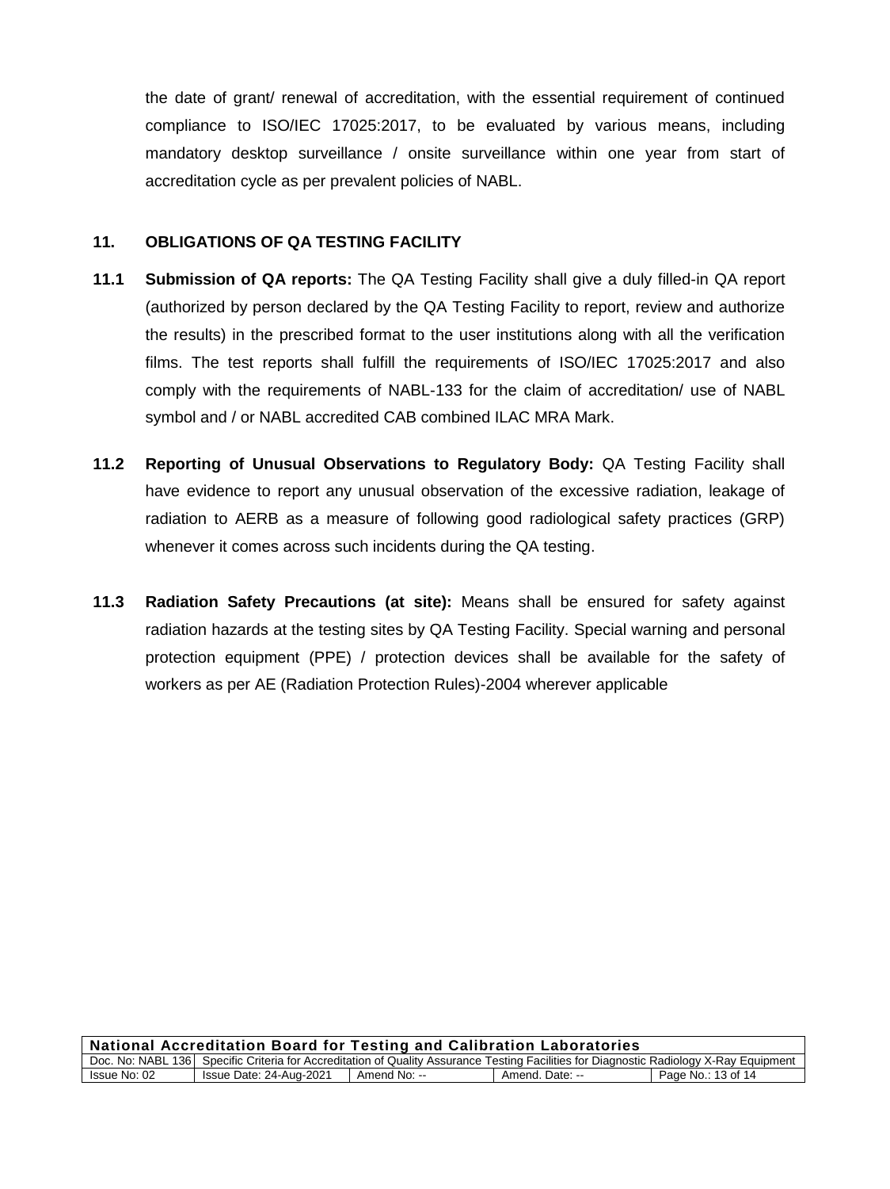the date of grant/ renewal of accreditation, with the essential requirement of continued compliance to ISO/IEC 17025:2017, to be evaluated by various means, including mandatory desktop surveillance / onsite surveillance within one year from start of accreditation cycle as per prevalent policies of NABL.

## 11. OBLIGATIONS OF QA TESTING FACILITY

**11.1 Submission of QA reports:** The QA Testing Facility shall give a duly filled-in QA report (authorized by person declared by the QA Testing Facility to report, review and authorize the results) in the prescribed format to the user institutions along with all the verification films. The test reports shall fulfill the requirements of ISO/IEC 17025:2017 and also comply with the requirements of NABL-133 for the claim of accreditation/ use of NABL symbol and / or NABL accredited CAB combined ILAC MRA Mark.

**11.2 Reporting of Unusual Observations to Regulatory Body:** QA Testing Facility shall have evidence to report any unusual observation of the excessive radiation, leakage of radiation to AERB as a measure of following good radiological safety practices (GRP) whenever it comes across such incidents during the QA testing.

**11.3 Radiation Safety Precautions (at site):** Means shall be ensured for safety against radiation hazards at the testing sites by QA Testing Facility. Special warning and personal protection equipment (PPE) / protection devices shall be available for the safety of workers as per AE (Radiation Protection Rules)-2004 wherever applicable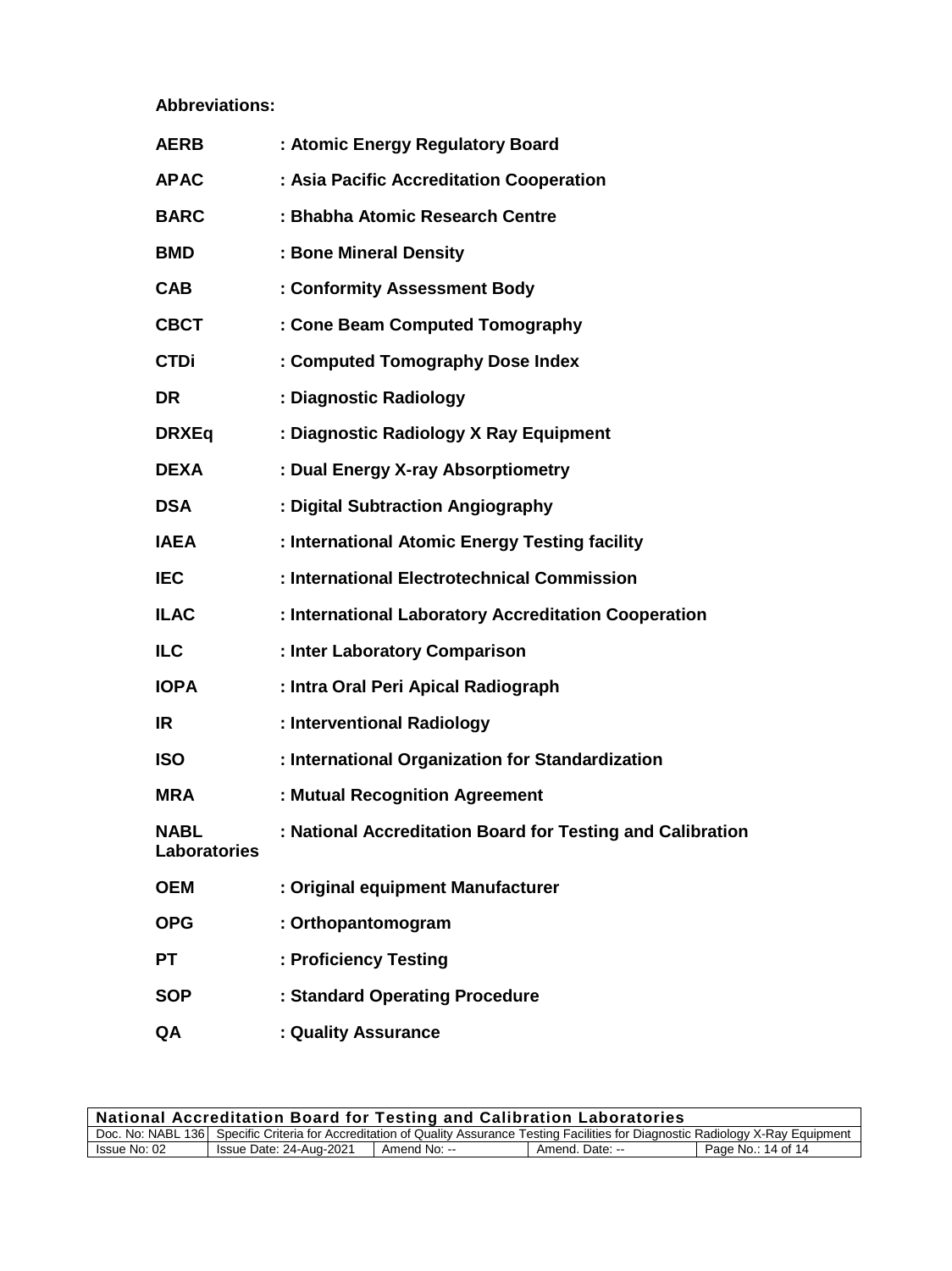**Abbreviations:**

| | |
|---|---|
| **AERB** | **: Atomic Energy Regulatory Board** |
| **APAC** | **: Asia Pacific Accreditation Cooperation** |
| **BARC** | **: Bhabha Atomic Research Centre** |
| **BMD** | **: Bone Mineral Density** |
| **CAB** | **: Conformity Assessment Body** |
| **CBCT** | **: Cone Beam Computed Tomography** |
| **CTDi** | **: Computed Tomography Dose Index** |
| **DR** | **: Diagnostic Radiology** |
| **DRXEq** | **: Diagnostic Radiology X Ray Equipment** |
| **DEXA** | **: Dual Energy X-ray Absorptiometry** |
| **DSA** | **: Digital Subtraction Angiography** |
| **IAEA** | **: International Atomic Energy Testing facility** |
| **IEC** | **: International Electrotechnical Commission** |
| **ILAC** | **: International Laboratory Accreditation Cooperation** |
| **ILC** | **: Inter Laboratory Comparison** |
| **IOPA** | **: Intra Oral Peri Apical Radiograph** |
| **IR** | **: Interventional Radiology** |
| **ISO** | **: International Organization for Standardization** |
| **MRA** | **: Mutual Recognition Agreement** |
| **NABL Laboratories** | **: National Accreditation Board for Testing and Calibration** |
| **OEM** | **: Original equipment Manufacturer** |
| **OPG** | **: Orthopantomogram** |
| **PT** | **: Proficiency Testing** |
| **SOP** | **: Standard Operating Procedure** |
| **QA** | **: Quality Assurance** |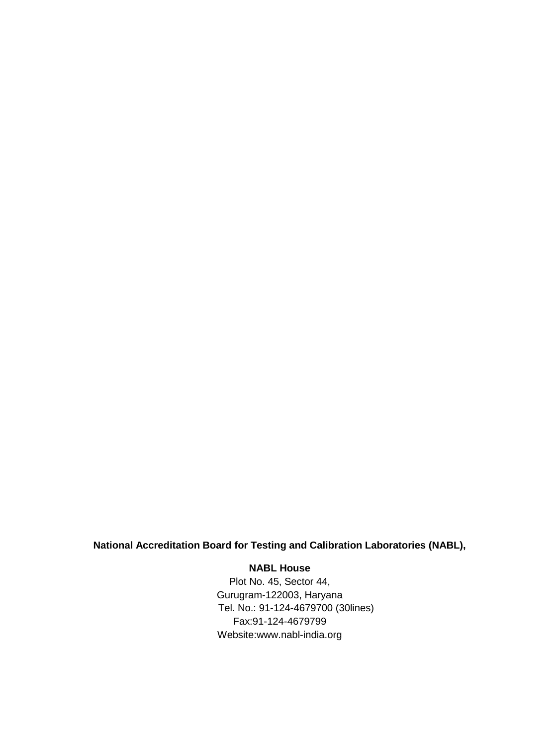**National Accreditation Board for Testing and Calibration Laboratories (NABL),**

**NABL House**

Plot No. 45, Sector 44,

Gurugram-122003, Haryana

Tel. No.: 91-124-4679700 (30lines)

Fax:91-124-4679799

Website:www.nabl-india.org